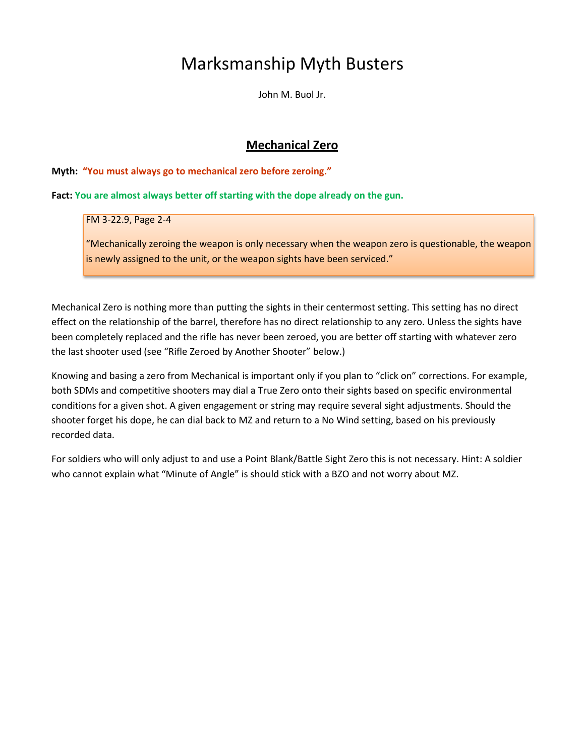# Marksmanship Myth Busters

John M. Buol Jr.

## Mechanical Zero

**Myth: "You must always go to mechanical zero before zeroing."**

**Fact: You are almost always better off starting with the dope already on the gun.**

> FM 3-22.9, Page 2-4
>
> "Mechanically zeroing the weapon is only necessary when the weapon zero is questionable, the weapon is newly assigned to the unit, or the weapon sights have been serviced."

Mechanical Zero is nothing more than putting the sights in their centermost setting. This setting has no direct effect on the relationship of the barrel, therefore has no direct relationship to any zero. Unless the sights have been completely replaced and the rifle has never been zeroed, you are better off starting with whatever zero the last shooter used (see "Rifle Zeroed by Another Shooter" below.)

Knowing and basing a zero from Mechanical is important only if you plan to "click on" corrections. For example, both SDMs and competitive shooters may dial a True Zero onto their sights based on specific environmental conditions for a given shot. A given engagement or string may require several sight adjustments. Should the shooter forget his dope, he can dial back to MZ and return to a No Wind setting, based on his previously recorded data.

For soldiers who will only adjust to and use a Point Blank/Battle Sight Zero this is not necessary. Hint: A soldier who cannot explain what "Minute of Angle" is should stick with a BZO and not worry about MZ.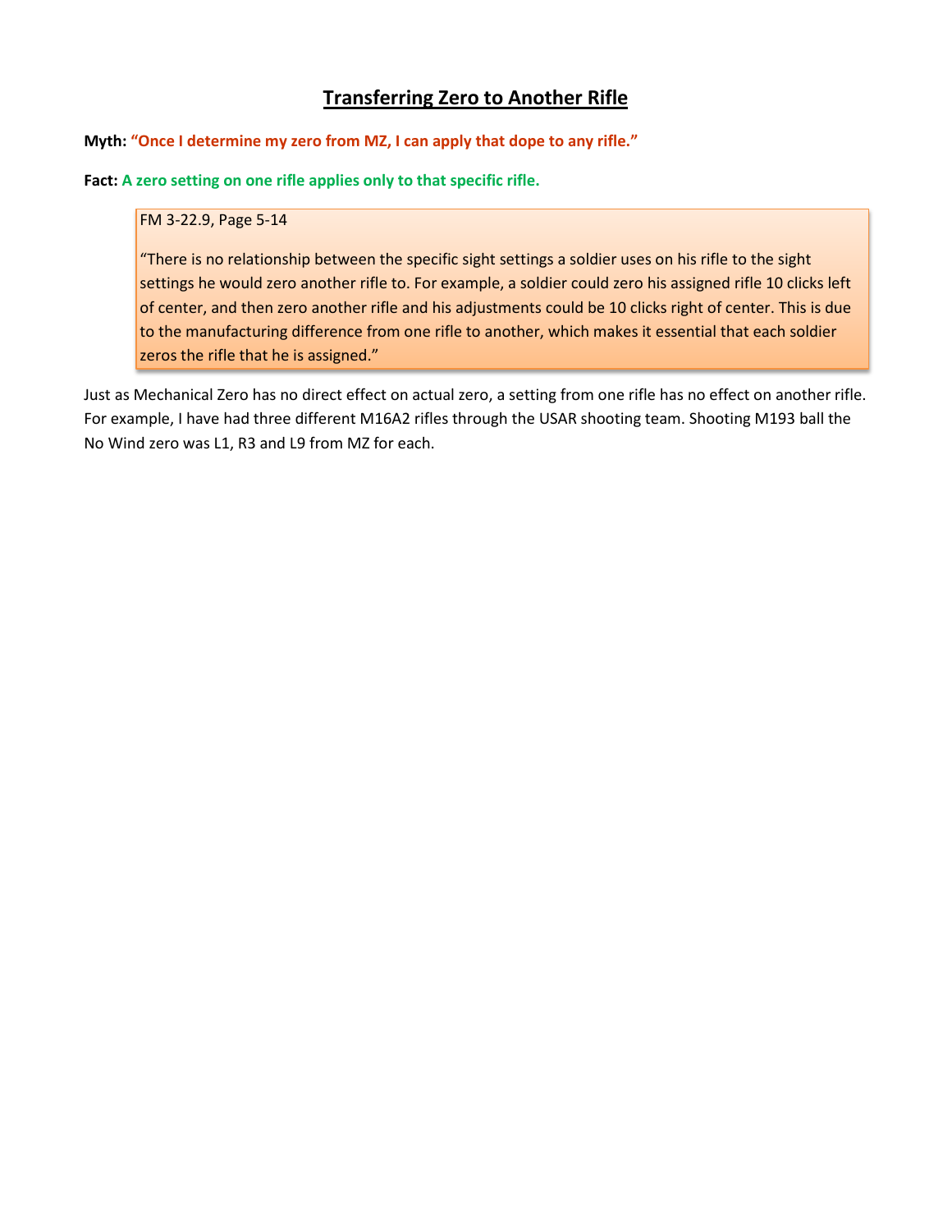# Transferring Zero to Another Rifle

**Myth:** **"Once I determine my zero from MZ, I can apply that dope to any rifle."**

**Fact:** **A zero setting on one rifle applies only to that specific rifle.**

> FM 3-22.9, Page 5-14
>
> "There is no relationship between the specific sight settings a soldier uses on his rifle to the sight settings he would zero another rifle to. For example, a soldier could zero his assigned rifle 10 clicks left of center, and then zero another rifle and his adjustments could be 10 clicks right of center. This is due to the manufacturing difference from one rifle to another, which makes it essential that each soldier zeros the rifle that he is assigned."

Just as Mechanical Zero has no direct effect on actual zero, a setting from one rifle has no effect on another rifle. For example, I have had three different M16A2 rifles through the USAR shooting team. Shooting M193 ball the No Wind zero was L1, R3 and L9 from MZ for each.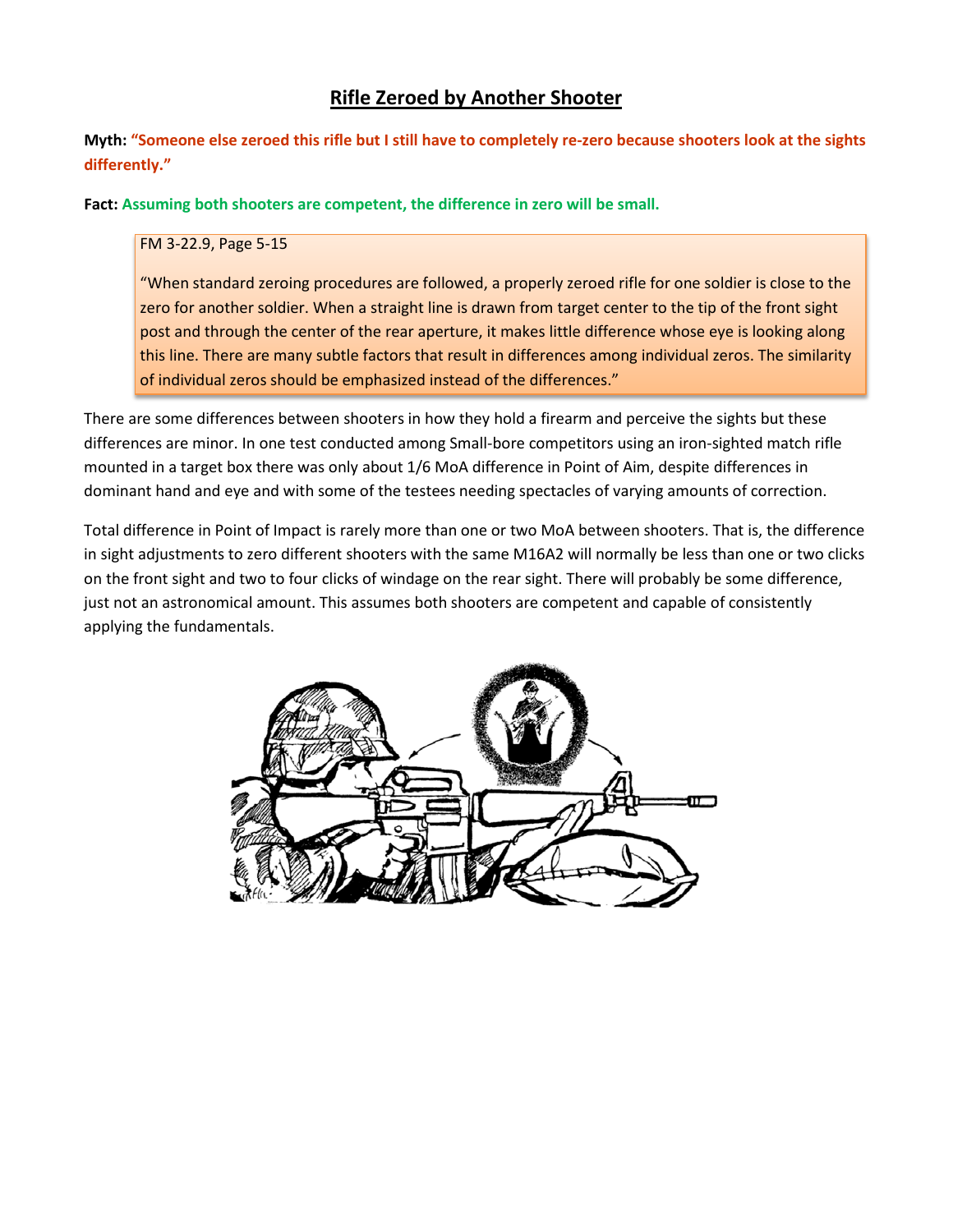# Rifle Zeroed by Another Shooter

**Myth:** **"Someone else zeroed this rifle but I still have to completely re-zero because shooters look at the sights differently."**

**Fact:** **Assuming both shooters are competent, the difference in zero will be small.**

> FM 3-22.9, Page 5-15
>
> "When standard zeroing procedures are followed, a properly zeroed rifle for one soldier is close to the zero for another soldier. When a straight line is drawn from target center to the tip of the front sight post and through the center of the rear aperture, it makes little difference whose eye is looking along this line. There are many subtle factors that result in differences among individual zeros. The similarity of individual zeros should be emphasized instead of the differences."

There are some differences between shooters in how they hold a firearm and perceive the sights but these differences are minor. In one test conducted among Small-bore competitors using an iron-sighted match rifle mounted in a target box there was only about 1/6 MoA difference in Point of Aim, despite differences in dominant hand and eye and with some of the testees needing spectacles of varying amounts of correction.

Total difference in Point of Impact is rarely more than one or two MoA between shooters. That is, the difference in sight adjustments to zero different shooters with the same M16A2 will normally be less than one or two clicks on the front sight and two to four clicks of windage on the rear sight. There will probably be some difference, just not an astronomical amount. This assumes both shooters are competent and capable of consistently applying the fundamentals.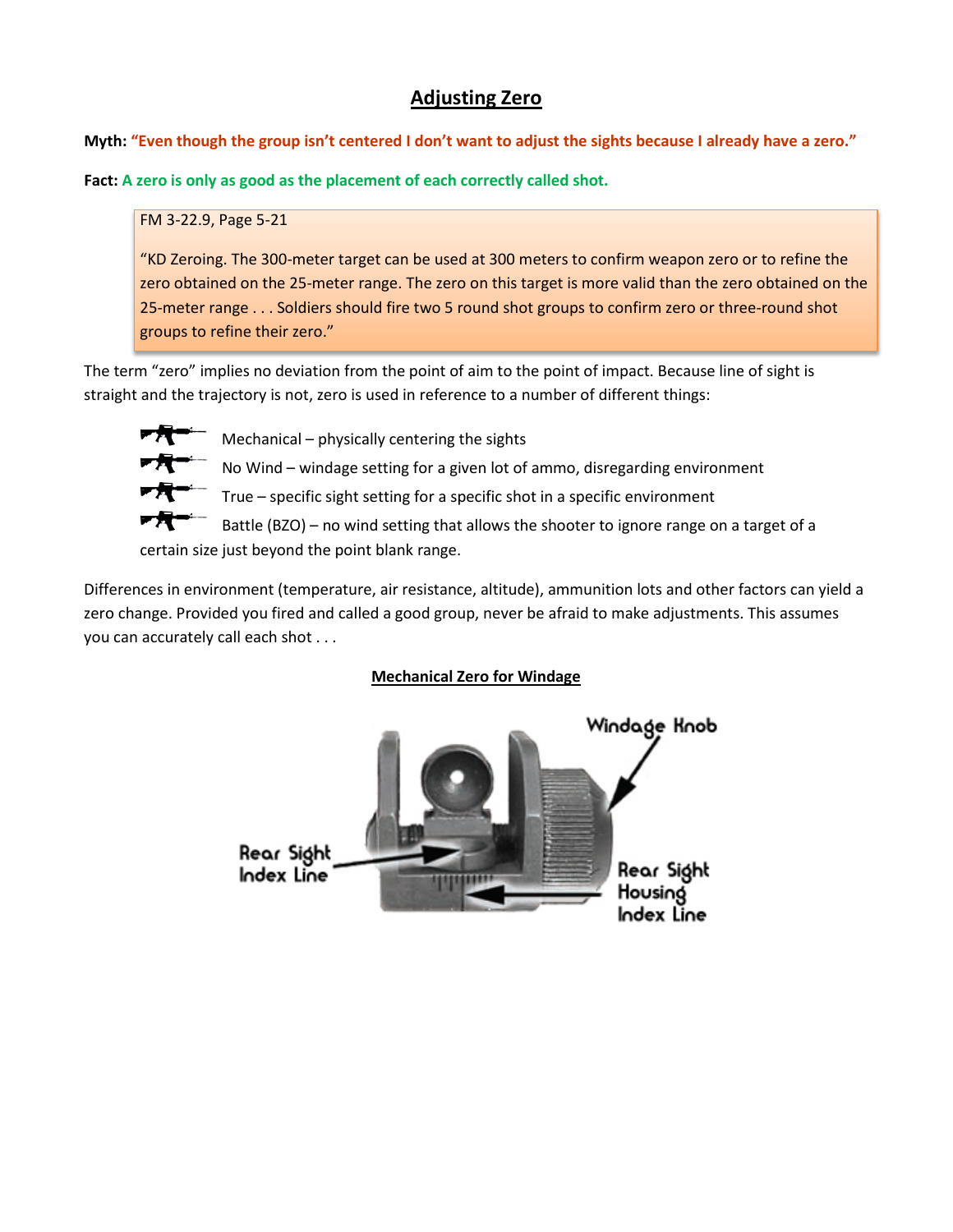# Adjusting Zero

**Myth: "Even though the group isn't centered I don't want to adjust the sights because I already have a zero."**

**Fact: A zero is only as good as the placement of each correctly called shot.**

> FM 3-22.9, Page 5-21
>
> "KD Zeroing. The 300-meter target can be used at 300 meters to confirm weapon zero or to refine the zero obtained on the 25-meter range. The zero on this target is more valid than the zero obtained on the 25-meter range . . . Soldiers should fire two 5 round shot groups to confirm zero or three-round shot groups to refine their zero."

The term "zero" implies no deviation from the point of aim to the point of impact. Because line of sight is straight and the trajectory is not, zero is used in reference to a number of different things:

- Mechanical – physically centering the sights
- No Wind – windage setting for a given lot of ammo, disregarding environment
- True – specific sight setting for a specific shot in a specific environment
- Battle (BZO) – no wind setting that allows the shooter to ignore range on a target of a certain size just beyond the point blank range.

Differences in environment (temperature, air resistance, altitude), ammunition lots and other factors can yield a zero change. Provided you fired and called a good group, never be afraid to make adjustments. This assumes you can accurately call each shot . . .

## Mechanical Zero for Windage

Windage Knob

Rear Sight Index Line

Rear Sight Housing Index Line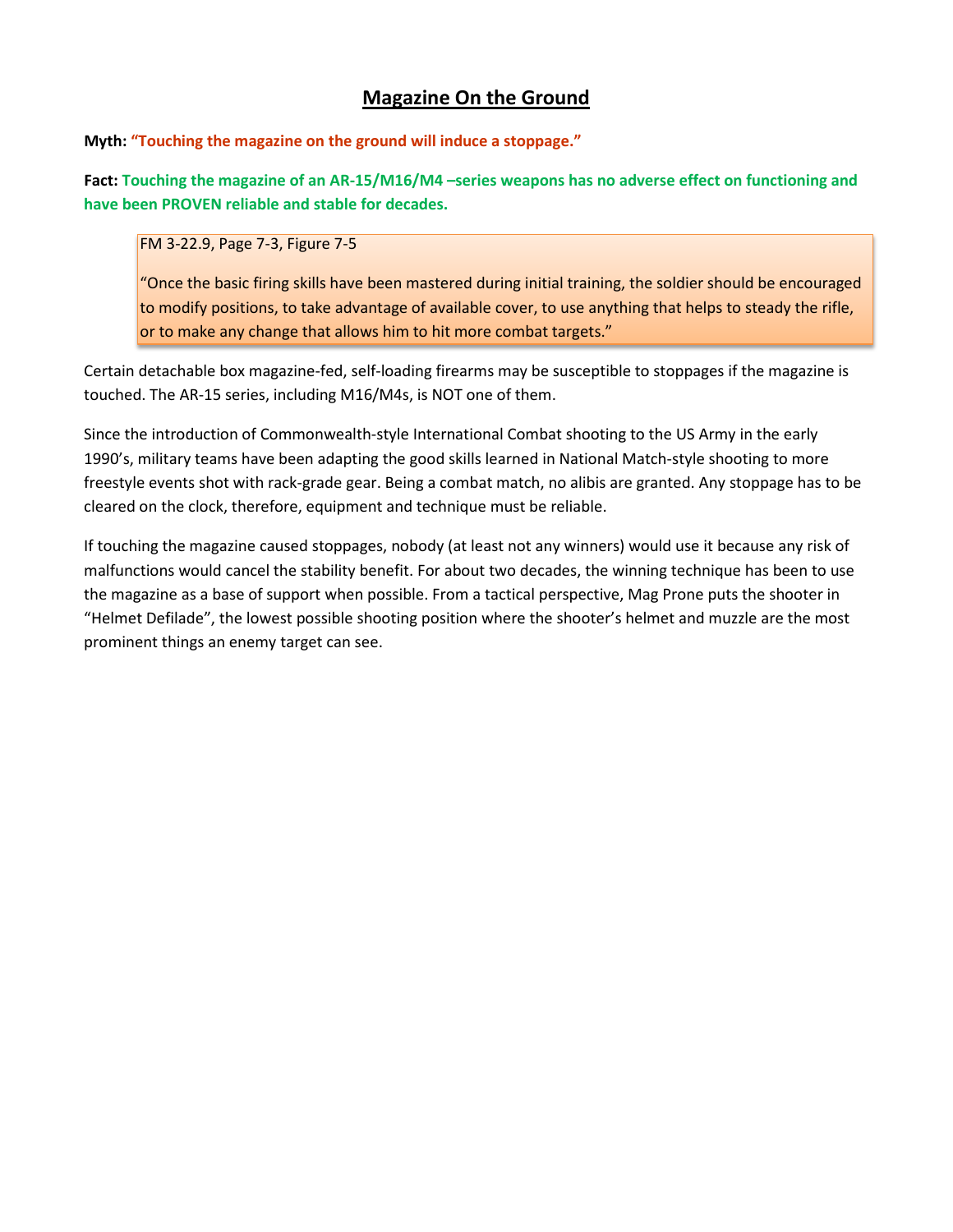# Magazine On the Ground

**Myth:** **"Touching the magazine on the ground will induce a stoppage."**

**Fact:** **Touching the magazine of an AR-15/M16/M4 –series weapons has no adverse effect on functioning and have been PROVEN reliable and stable for decades.**

> FM 3-22.9, Page 7-3, Figure 7-5
>
> "Once the basic firing skills have been mastered during initial training, the soldier should be encouraged to modify positions, to take advantage of available cover, to use anything that helps to steady the rifle, or to make any change that allows him to hit more combat targets."

Certain detachable box magazine-fed, self-loading firearms may be susceptible to stoppages if the magazine is touched. The AR-15 series, including M16/M4s, is NOT one of them.

Since the introduction of Commonwealth-style International Combat shooting to the US Army in the early 1990's, military teams have been adapting the good skills learned in National Match-style shooting to more freestyle events shot with rack-grade gear. Being a combat match, no alibis are granted. Any stoppage has to be cleared on the clock, therefore, equipment and technique must be reliable.

If touching the magazine caused stoppages, nobody (at least not any winners) would use it because any risk of malfunctions would cancel the stability benefit. For about two decades, the winning technique has been to use the magazine as a base of support when possible. From a tactical perspective, Mag Prone puts the shooter in "Helmet Defilade", the lowest possible shooting position where the shooter's helmet and muzzle are the most prominent things an enemy target can see.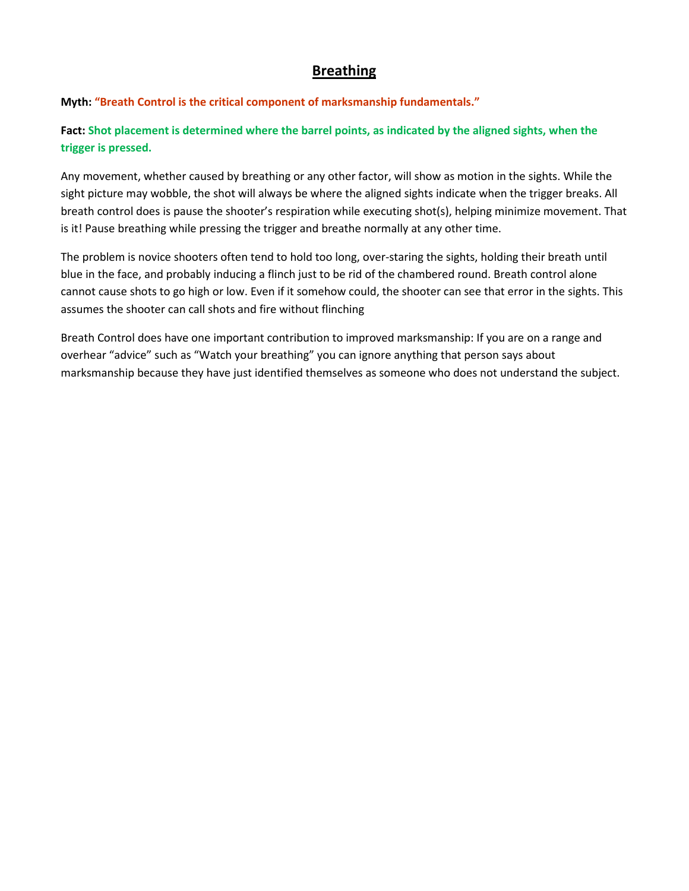# Breathing

**Myth: "Breath Control is the critical component of marksmanship fundamentals."**

**Fact: Shot placement is determined where the barrel points, as indicated by the aligned sights, when the trigger is pressed.**

Any movement, whether caused by breathing or any other factor, will show as motion in the sights. While the sight picture may wobble, the shot will always be where the aligned sights indicate when the trigger breaks. All breath control does is pause the shooter's respiration while executing shot(s), helping minimize movement. That is it! Pause breathing while pressing the trigger and breathe normally at any other time.

The problem is novice shooters often tend to hold too long, over-staring the sights, holding their breath until blue in the face, and probably inducing a flinch just to be rid of the chambered round. Breath control alone cannot cause shots to go high or low. Even if it somehow could, the shooter can see that error in the sights. This assumes the shooter can call shots and fire without flinching

Breath Control does have one important contribution to improved marksmanship: If you are on a range and overhear "advice" such as "Watch your breathing" you can ignore anything that person says about marksmanship because they have just identified themselves as someone who does not understand the subject.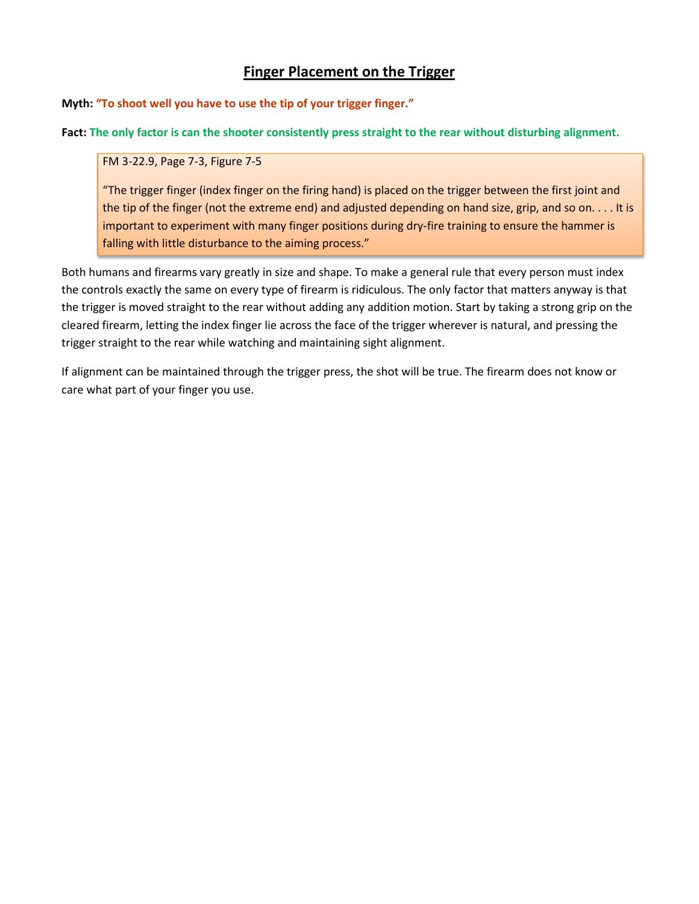# Finger Placement on the Trigger

**Myth: "To shoot well you have to use the tip of your trigger finger."**

**Fact: The only factor is can the shooter consistently press straight to the rear without disturbing alignment.**

> FM 3-22.9, Page 7-3, Figure 7-5
>
> "The trigger finger (index finger on the firing hand) is placed on the trigger between the first joint and the tip of the finger (not the extreme end) and adjusted depending on hand size, grip, and so on. . . . It is important to experiment with many finger positions during dry-fire training to ensure the hammer is falling with little disturbance to the aiming process."

Both humans and firearms vary greatly in size and shape. To make a general rule that every person must index the controls exactly the same on every type of firearm is ridiculous. The only factor that matters anyway is that the trigger is moved straight to the rear without adding any addition motion. Start by taking a strong grip on the cleared firearm, letting the index finger lie across the face of the trigger wherever is natural, and pressing the trigger straight to the rear while watching and maintaining sight alignment.

If alignment can be maintained through the trigger press, the shot will be true. The firearm does not know or care what part of your finger you use.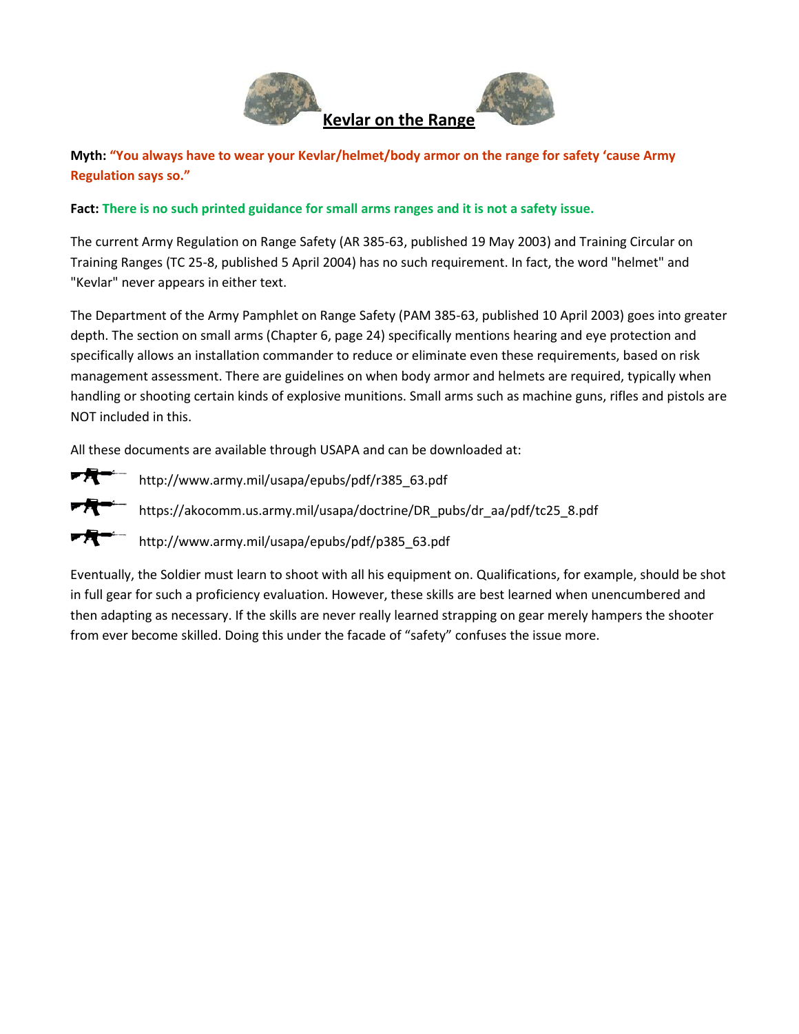# Kevlar on the Range

**Myth:** **"You always have to wear your Kevlar/helmet/body armor on the range for safety 'cause Army Regulation says so."**

**Fact:** **There is no such printed guidance for small arms ranges and it is not a safety issue.**

The current Army Regulation on Range Safety (AR 385-63, published 19 May 2003) and Training Circular on Training Ranges (TC 25-8, published 5 April 2004) has no such requirement. In fact, the word "helmet" and "Kevlar" never appears in either text.

The Department of the Army Pamphlet on Range Safety (PAM 385-63, published 10 April 2003) goes into greater depth. The section on small arms (Chapter 6, page 24) specifically mentions hearing and eye protection and specifically allows an installation commander to reduce or eliminate even these requirements, based on risk management assessment. There are guidelines on when body armor and helmets are required, typically when handling or shooting certain kinds of explosive munitions. Small arms such as machine guns, rifles and pistols are NOT included in this.

All these documents are available through USAPA and can be downloaded at:

- http://www.army.mil/usapa/epubs/pdf/r385_63.pdf
- https://akocomm.us.army.mil/usapa/doctrine/DR_pubs/dr_aa/pdf/tc25_8.pdf
- http://www.army.mil/usapa/epubs/pdf/p385_63.pdf

Eventually, the Soldier must learn to shoot with all his equipment on. Qualifications, for example, should be shot in full gear for such a proficiency evaluation. However, these skills are best learned when unencumbered and then adapting as necessary. If the skills are never really learned strapping on gear merely hampers the shooter from ever become skilled. Doing this under the facade of "safety" confuses the issue more.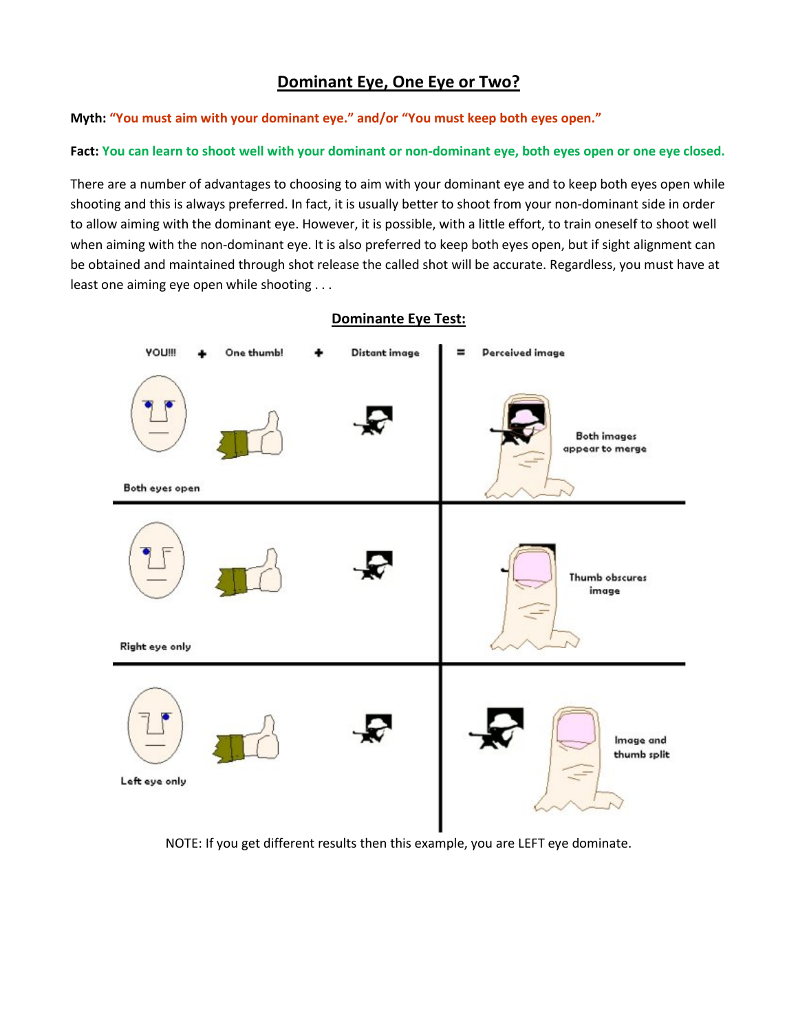## Dominant Eye, One Eye or Two?

**Myth:** "You must aim with your dominant eye." and/or "You must keep both eyes open."

**Fact:** You can learn to shoot well with your dominant or non-dominant eye, both eyes open or one eye closed.

There are a number of advantages to choosing to aim with your dominant eye and to keep both eyes open while shooting and this is always preferred. In fact, it is usually better to shoot from your non-dominant side in order to allow aiming with the dominant eye. However, it is possible, with a little effort, to train oneself to shoot well when aiming with the non-dominant eye. It is also preferred to keep both eyes open, but if sight alignment can be obtained and maintained through shot release the called shot will be accurate. Regardless, you must have at least one aiming eye open while shooting . . .

### Dominante Eye Test:

| YOU!!! + One thumb! + Distant image | = Perceived image |
| --- | --- |
| Both eyes open | Both images appear to merge |
| Right eye only | Thumb obscures image |
| Left eye only | Image and thumb split |

NOTE: If you get different results then this example, you are LEFT eye dominate.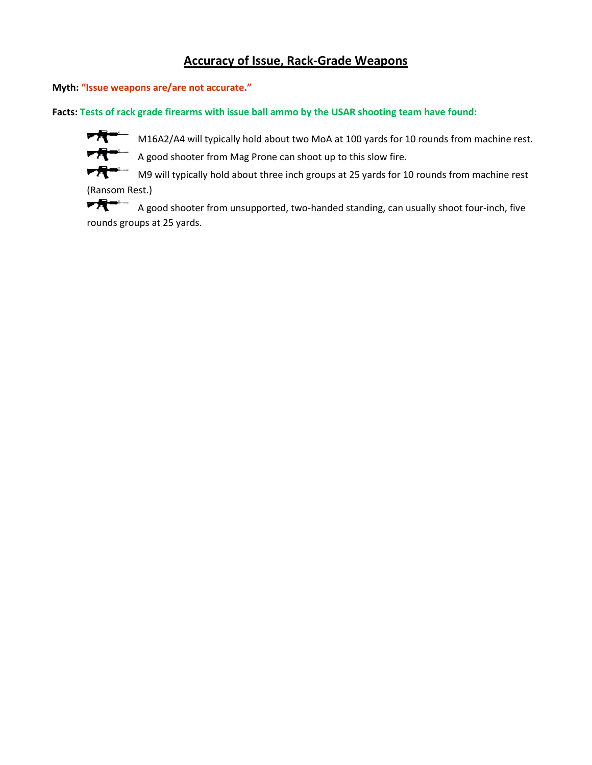## Accuracy of Issue, Rack-Grade Weapons

**Myth: "Issue weapons are/are not accurate."**

**Facts: Tests of rack grade firearms with issue ball ammo by the USAR shooting team have found:**

- M16A2/A4 will typically hold about two MoA at 100 yards for 10 rounds from machine rest.
- A good shooter from Mag Prone can shoot up to this slow fire.
- M9 will typically hold about three inch groups at 25 yards for 10 rounds from machine rest (Ransom Rest.)
- A good shooter from unsupported, two-handed standing, can usually shoot four-inch, five rounds groups at 25 yards.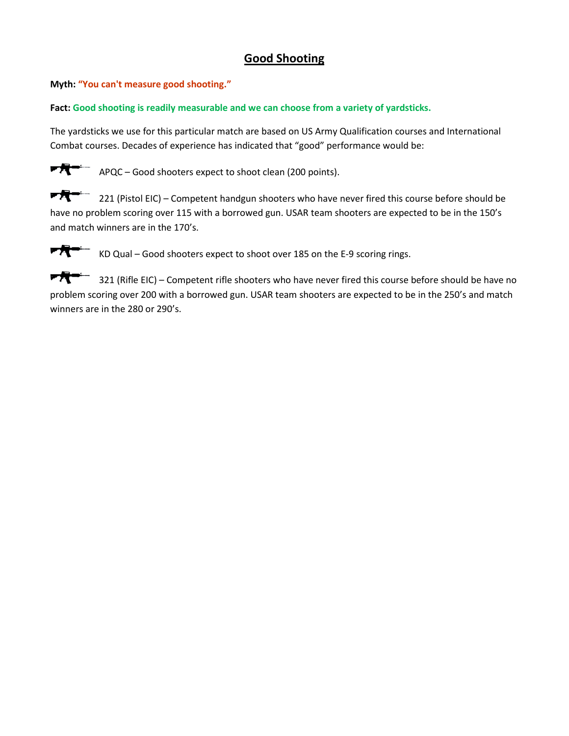# Good Shooting

**Myth: "You can't measure good shooting."**

**Fact: Good shooting is readily measurable and we can choose from a variety of yardsticks.**

The yardsticks we use for this particular match are based on US Army Qualification courses and International Combat courses. Decades of experience has indicated that "good" performance would be:

- APQC – Good shooters expect to shoot clean (200 points).
- 221 (Pistol EIC) – Competent handgun shooters who have never fired this course before should be have no problem scoring over 115 with a borrowed gun. USAR team shooters are expected to be in the 150's and match winners are in the 170's.
- KD Qual – Good shooters expect to shoot over 185 on the E-9 scoring rings.
- 321 (Rifle EIC) – Competent rifle shooters who have never fired this course before should be have no problem scoring over 200 with a borrowed gun. USAR team shooters are expected to be in the 250's and match winners are in the 280 or 290's.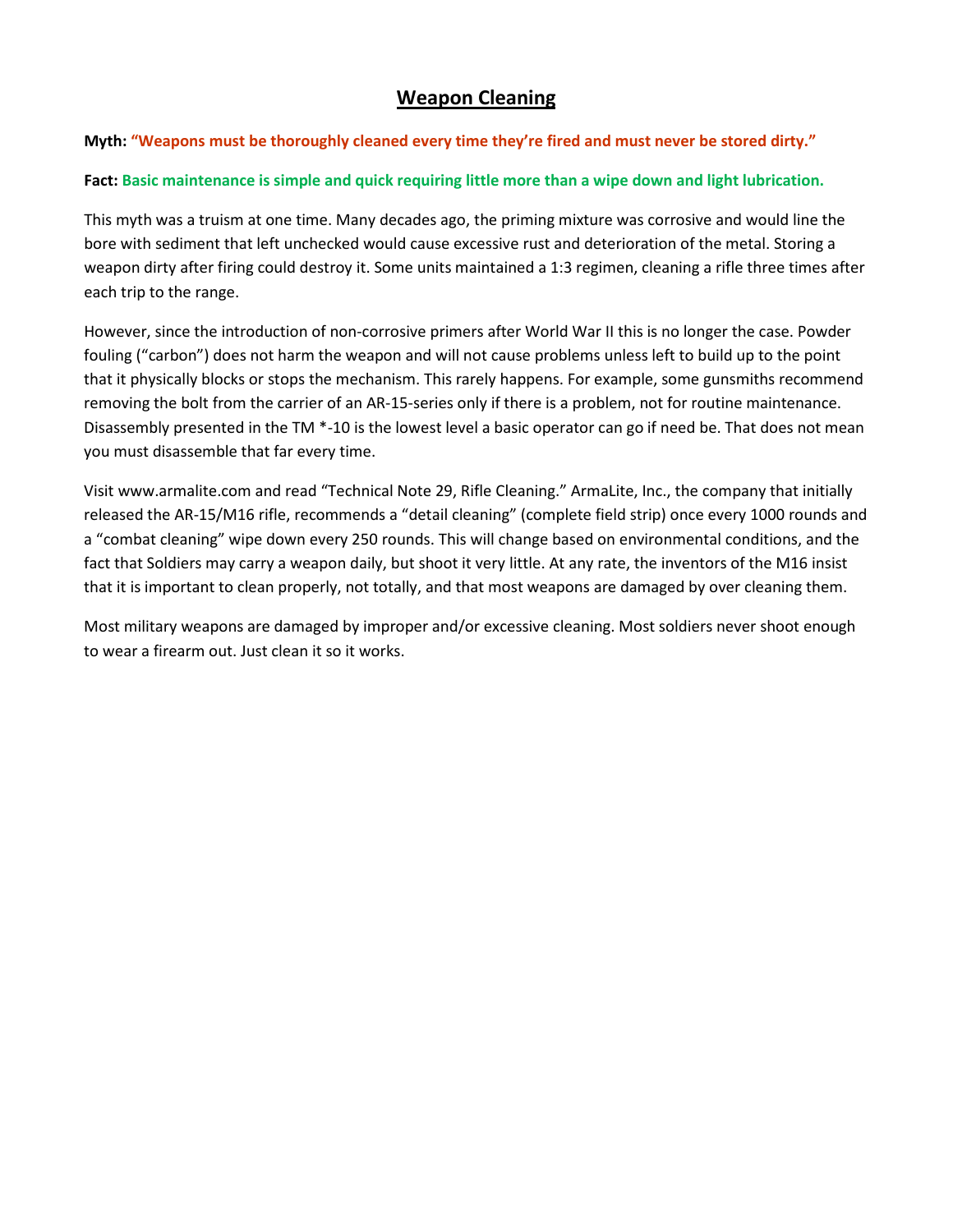## Weapon Cleaning

**Myth: "Weapons must be thoroughly cleaned every time they're fired and must never be stored dirty."**

**Fact: Basic maintenance is simple and quick requiring little more than a wipe down and light lubrication.**

This myth was a truism at one time. Many decades ago, the priming mixture was corrosive and would line the bore with sediment that left unchecked would cause excessive rust and deterioration of the metal. Storing a weapon dirty after firing could destroy it. Some units maintained a 1:3 regimen, cleaning a rifle three times after each trip to the range.

However, since the introduction of non-corrosive primers after World War II this is no longer the case. Powder fouling ("carbon") does not harm the weapon and will not cause problems unless left to build up to the point that it physically blocks or stops the mechanism. This rarely happens. For example, some gunsmiths recommend removing the bolt from the carrier of an AR-15-series only if there is a problem, not for routine maintenance. Disassembly presented in the TM *-10 is the lowest level a basic operator can go if need be. That does not mean you must disassemble that far every time.

Visit www.armalite.com and read "Technical Note 29, Rifle Cleaning." ArmaLite, Inc., the company that initially released the AR-15/M16 rifle, recommends a "detail cleaning" (complete field strip) once every 1000 rounds and a "combat cleaning" wipe down every 250 rounds. This will change based on environmental conditions, and the fact that Soldiers may carry a weapon daily, but shoot it very little. At any rate, the inventors of the M16 insist that it is important to clean properly, not totally, and that most weapons are damaged by over cleaning them.

Most military weapons are damaged by improper and/or excessive cleaning. Most soldiers never shoot enough to wear a firearm out. Just clean it so it works.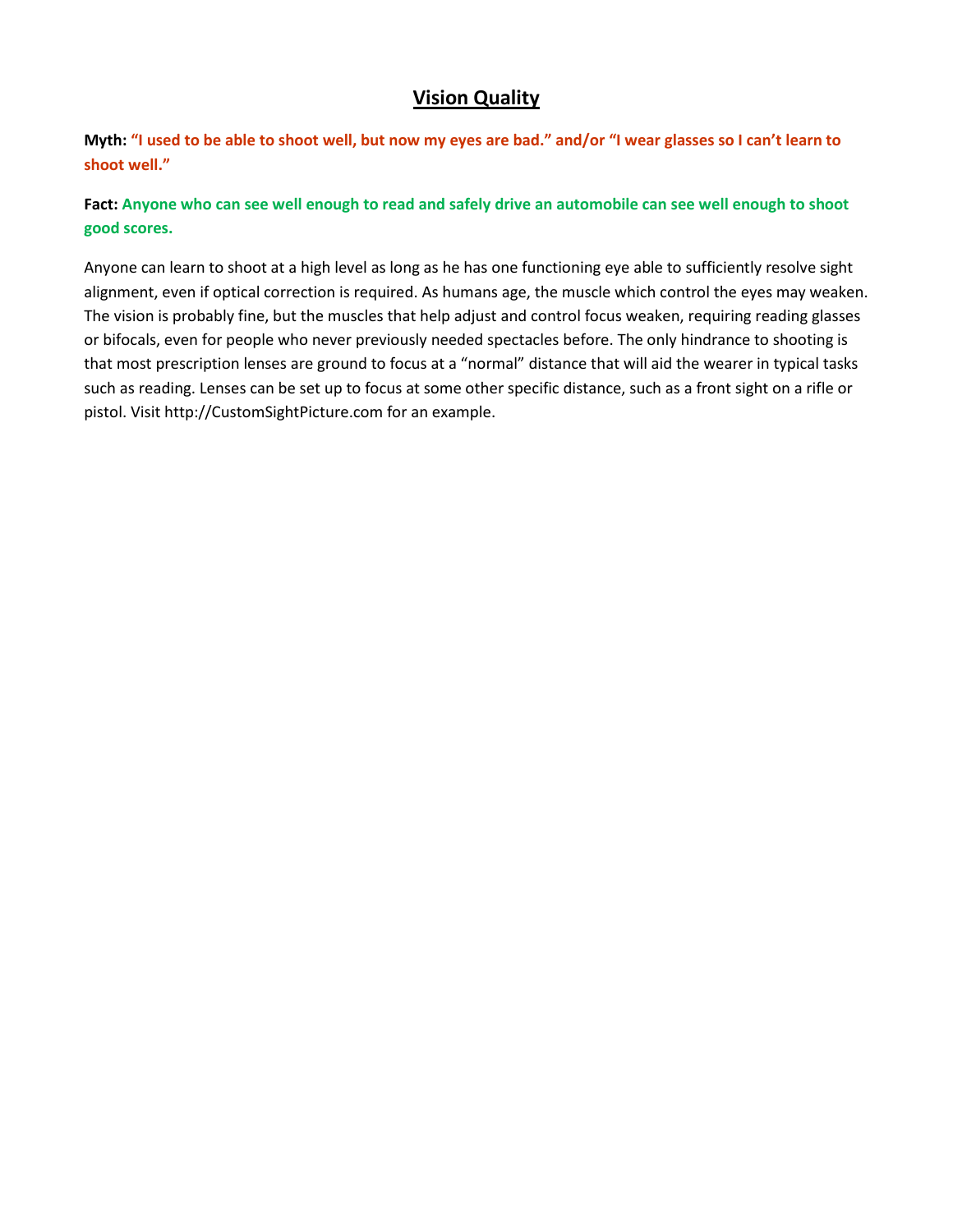# Vision Quality

**Myth: "I used to be able to shoot well, but now my eyes are bad." and/or "I wear glasses so I can't learn to shoot well."**

**Fact: Anyone who can see well enough to read and safely drive an automobile can see well enough to shoot good scores.**

Anyone can learn to shoot at a high level as long as he has one functioning eye able to sufficiently resolve sight alignment, even if optical correction is required. As humans age, the muscle which control the eyes may weaken. The vision is probably fine, but the muscles that help adjust and control focus weaken, requiring reading glasses or bifocals, even for people who never previously needed spectacles before. The only hindrance to shooting is that most prescription lenses are ground to focus at a "normal" distance that will aid the wearer in typical tasks such as reading. Lenses can be set up to focus at some other specific distance, such as a front sight on a rifle or pistol. Visit http://CustomSightPicture.com for an example.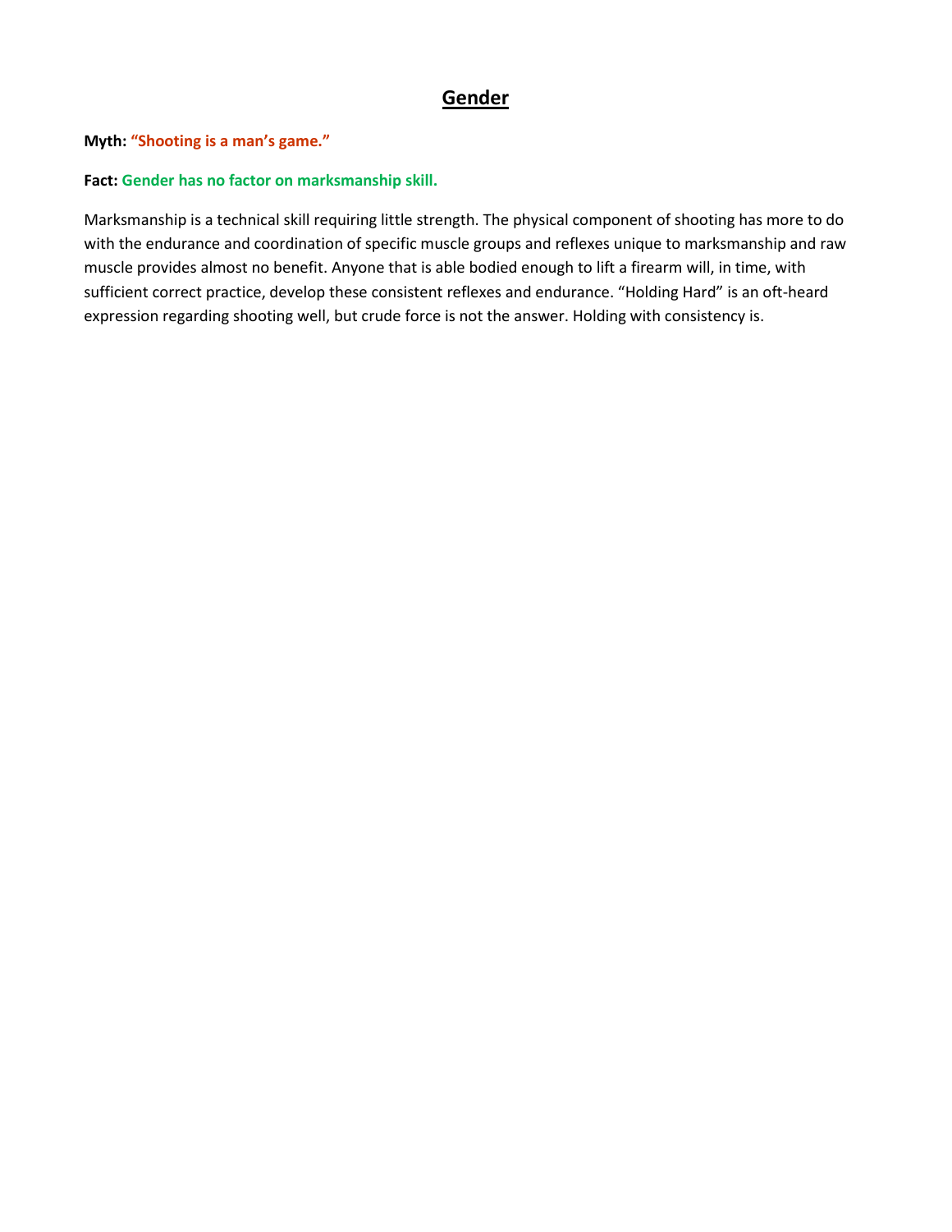# Gender

**Myth: "Shooting is a man's game."**

**Fact: Gender has no factor on marksmanship skill.**

Marksmanship is a technical skill requiring little strength. The physical component of shooting has more to do with the endurance and coordination of specific muscle groups and reflexes unique to marksmanship and raw muscle provides almost no benefit. Anyone that is able bodied enough to lift a firearm will, in time, with sufficient correct practice, develop these consistent reflexes and endurance. "Holding Hard" is an oft-heard expression regarding shooting well, but crude force is not the answer. Holding with consistency is.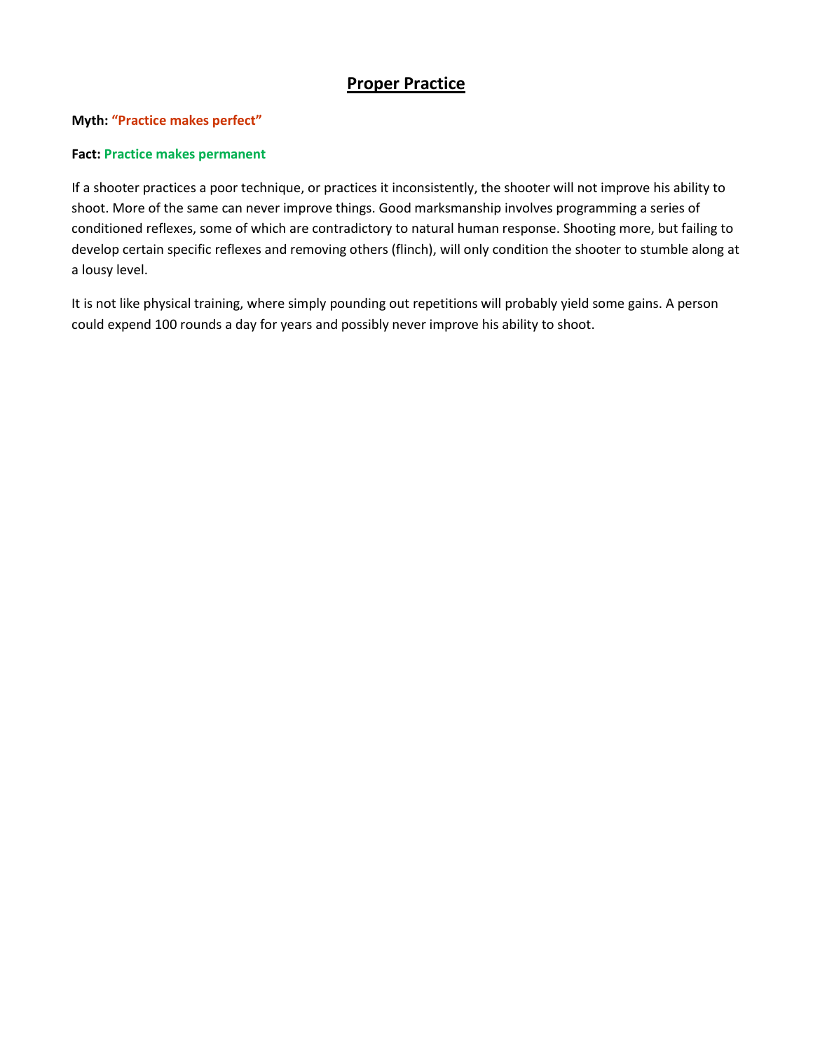# Proper Practice

**Myth: "Practice makes perfect"**

**Fact: Practice makes permanent**

If a shooter practices a poor technique, or practices it inconsistently, the shooter will not improve his ability to shoot. More of the same can never improve things. Good marksmanship involves programming a series of conditioned reflexes, some of which are contradictory to natural human response. Shooting more, but failing to develop certain specific reflexes and removing others (flinch), will only condition the shooter to stumble along at a lousy level.

It is not like physical training, where simply pounding out repetitions will probably yield some gains. A person could expend 100 rounds a day for years and possibly never improve his ability to shoot.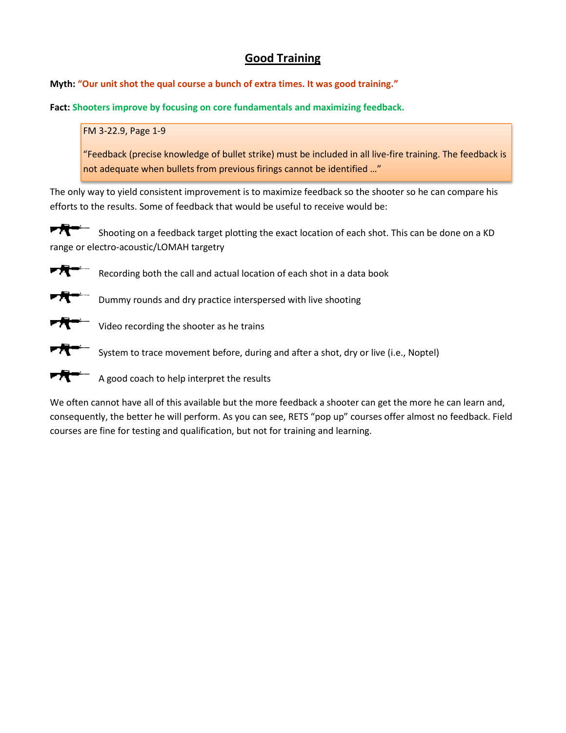# Good Training

**Myth:** **"Our unit shot the qual course a bunch of extra times. It was good training."**

**Fact:** **Shooters improve by focusing on core fundamentals and maximizing feedback.**

> FM 3-22.9, Page 1-9
>
> "Feedback (precise knowledge of bullet strike) must be included in all live-fire training. The feedback is not adequate when bullets from previous firings cannot be identified …"

The only way to yield consistent improvement is to maximize feedback so the shooter so he can compare his efforts to the results. Some of feedback that would be useful to receive would be:

- Shooting on a feedback target plotting the exact location of each shot. This can be done on a KD range or electro-acoustic/LOMAH targetry
- Recording both the call and actual location of each shot in a data book
- Dummy rounds and dry practice interspersed with live shooting
- Video recording the shooter as he trains
- System to trace movement before, during and after a shot, dry or live (i.e., Noptel)
- A good coach to help interpret the results

We often cannot have all of this available but the more feedback a shooter can get the more he can learn and, consequently, the better he will perform. As you can see, RETS "pop up" courses offer almost no feedback. Field courses are fine for testing and qualification, but not for training and learning.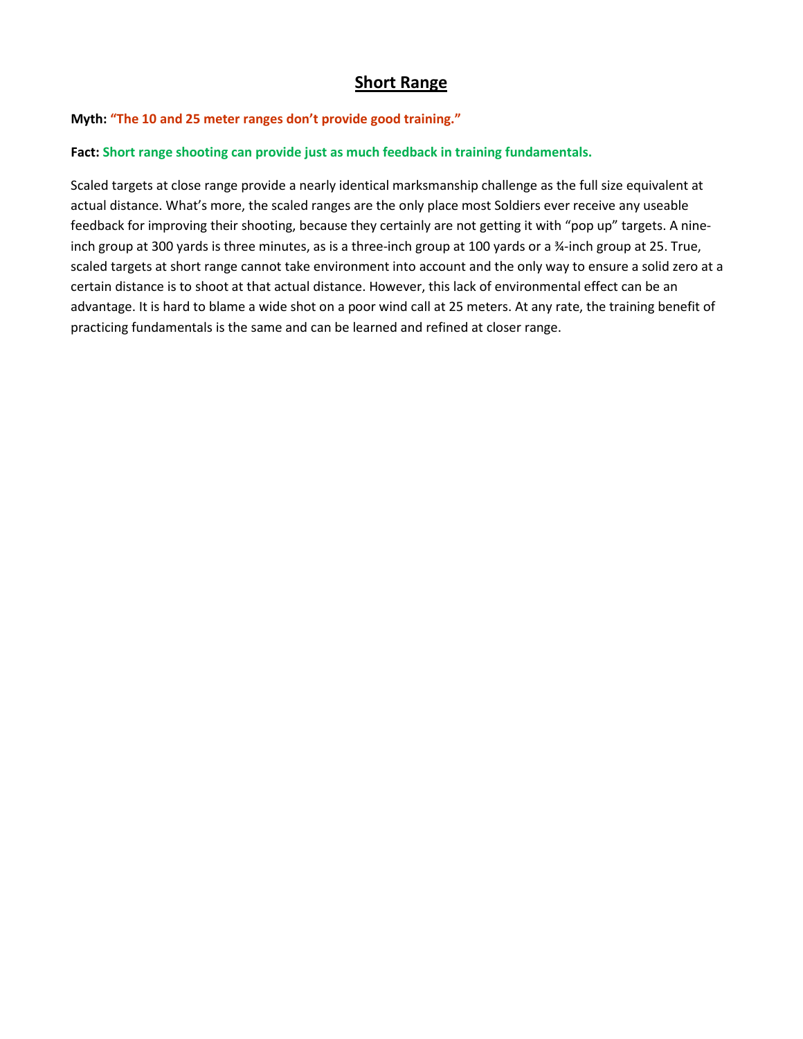## Short Range

**Myth:** **"The 10 and 25 meter ranges don't provide good training."**

**Fact:** **Short range shooting can provide just as much feedback in training fundamentals.**

Scaled targets at close range provide a nearly identical marksmanship challenge as the full size equivalent at actual distance. What's more, the scaled ranges are the only place most Soldiers ever receive any useable feedback for improving their shooting, because they certainly are not getting it with "pop up" targets. A nine-inch group at 300 yards is three minutes, as is a three-inch group at 100 yards or a ¾-inch group at 25. True, scaled targets at short range cannot take environment into account and the only way to ensure a solid zero at a certain distance is to shoot at that actual distance. However, this lack of environmental effect can be an advantage. It is hard to blame a wide shot on a poor wind call at 25 meters. At any rate, the training benefit of practicing fundamentals is the same and can be learned and refined at closer range.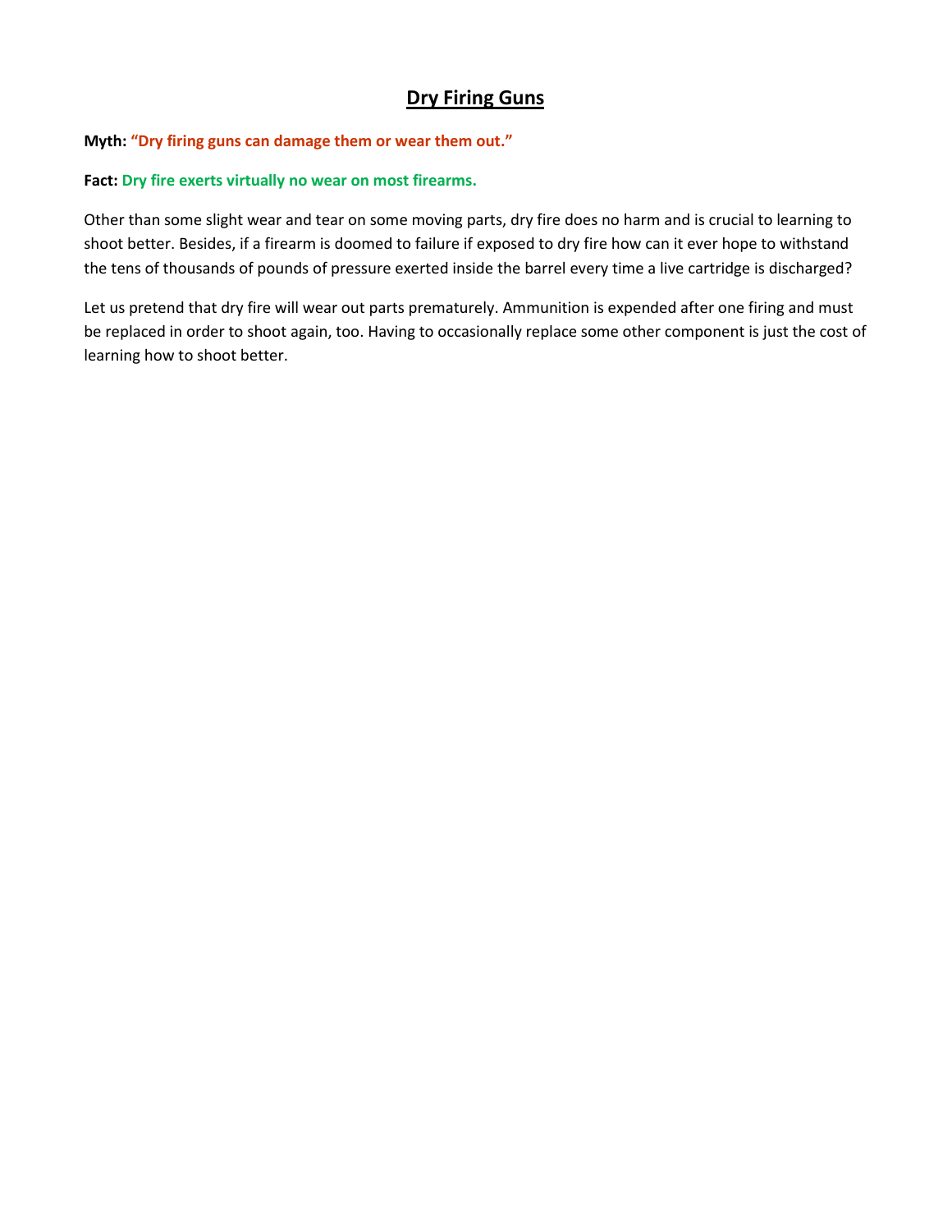# Dry Firing Guns

**Myth: "Dry firing guns can damage them or wear them out."**

**Fact: Dry fire exerts virtually no wear on most firearms.**

Other than some slight wear and tear on some moving parts, dry fire does no harm and is crucial to learning to shoot better. Besides, if a firearm is doomed to failure if exposed to dry fire how can it ever hope to withstand the tens of thousands of pounds of pressure exerted inside the barrel every time a live cartridge is discharged?

Let us pretend that dry fire will wear out parts prematurely. Ammunition is expended after one firing and must be replaced in order to shoot again, too. Having to occasionally replace some other component is just the cost of learning how to shoot better.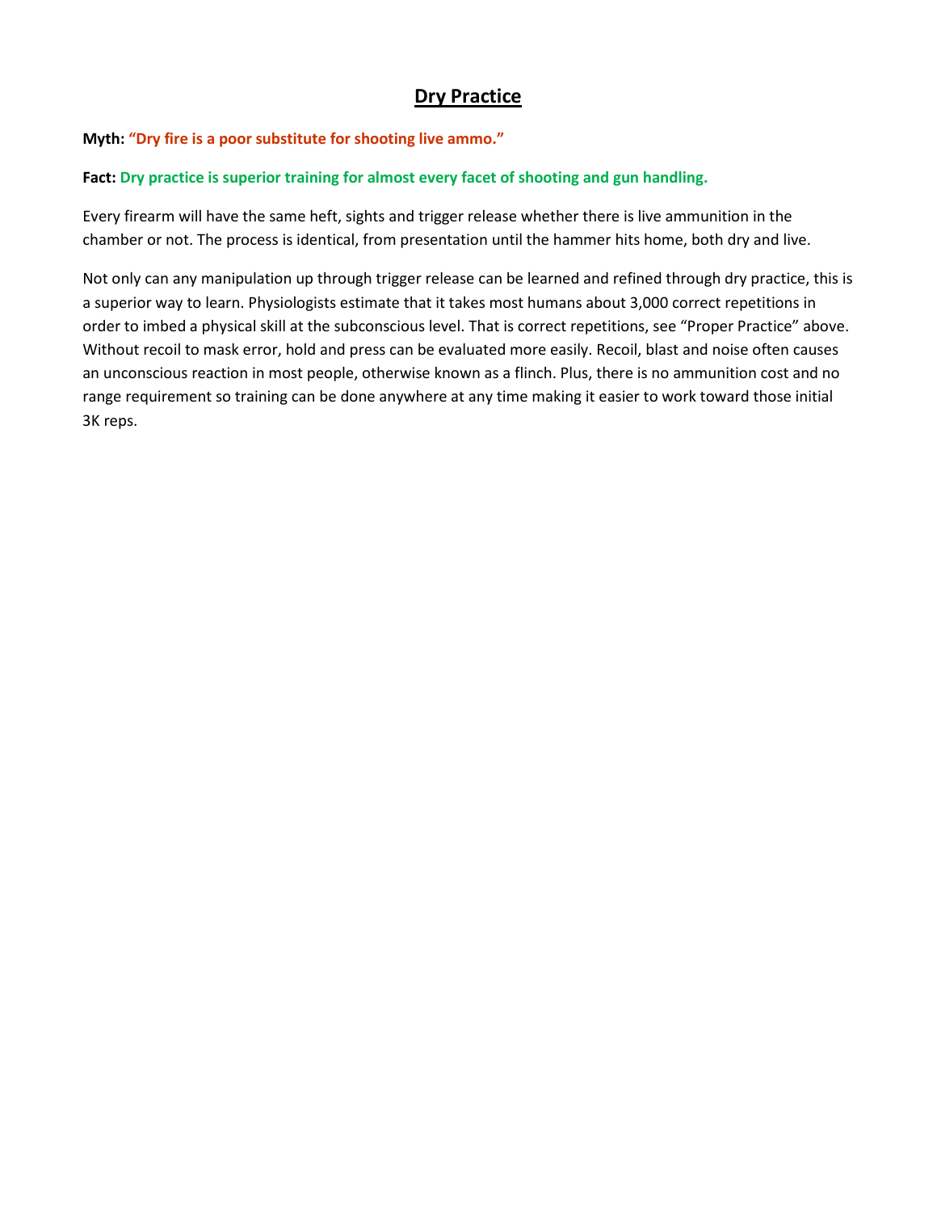## Dry Practice

**Myth: "Dry fire is a poor substitute for shooting live ammo."**

**Fact: Dry practice is superior training for almost every facet of shooting and gun handling.**

Every firearm will have the same heft, sights and trigger release whether there is live ammunition in the chamber or not. The process is identical, from presentation until the hammer hits home, both dry and live.

Not only can any manipulation up through trigger release can be learned and refined through dry practice, this is a superior way to learn. Physiologists estimate that it takes most humans about 3,000 correct repetitions in order to imbed a physical skill at the subconscious level. That is correct repetitions, see "Proper Practice" above. Without recoil to mask error, hold and press can be evaluated more easily. Recoil, blast and noise often causes an unconscious reaction in most people, otherwise known as a flinch. Plus, there is no ammunition cost and no range requirement so training can be done anywhere at any time making it easier to work toward those initial 3K reps.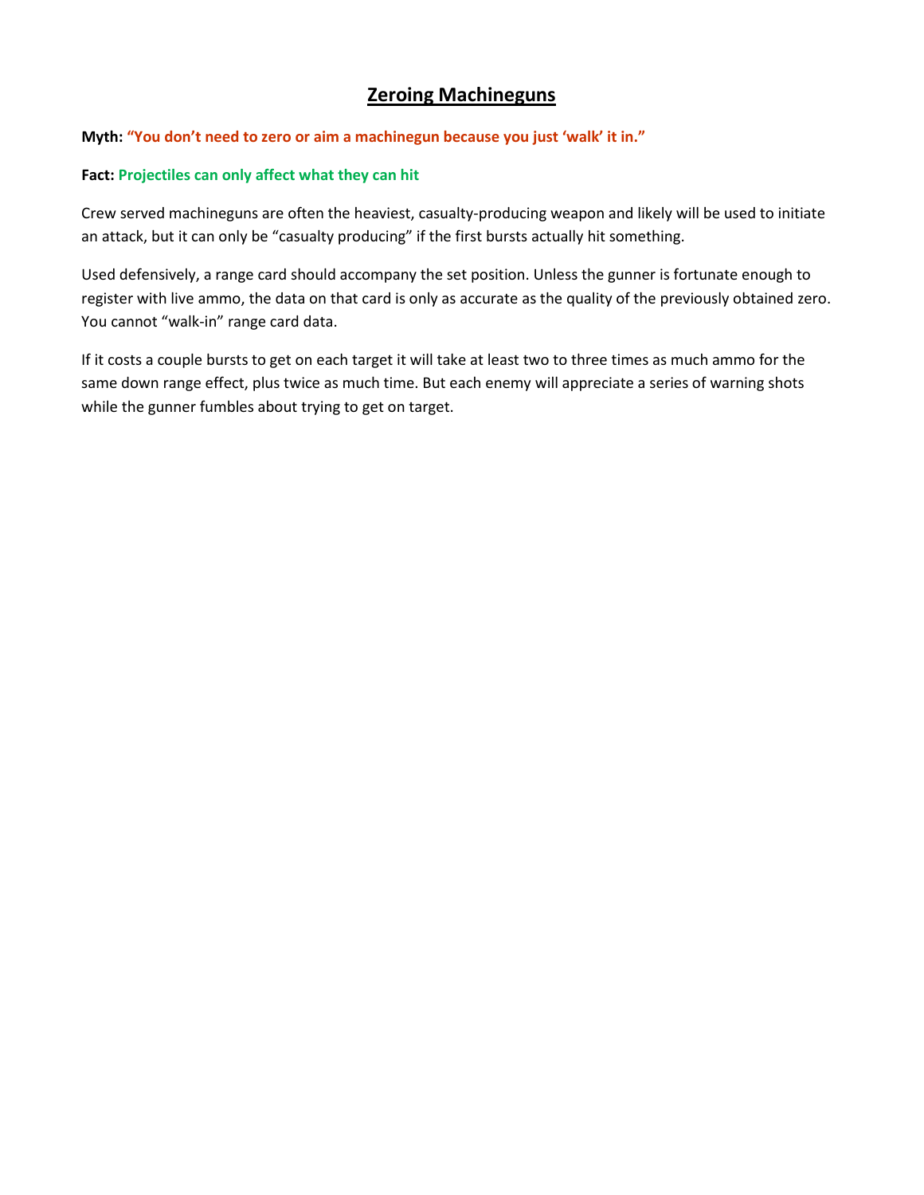## Zeroing Machineguns

**Myth: "You don't need to zero or aim a machinegun because you just 'walk' it in."**

**Fact: Projectiles can only affect what they can hit**

Crew served machineguns are often the heaviest, casualty-producing weapon and likely will be used to initiate an attack, but it can only be "casualty producing" if the first bursts actually hit something.

Used defensively, a range card should accompany the set position. Unless the gunner is fortunate enough to register with live ammo, the data on that card is only as accurate as the quality of the previously obtained zero. You cannot "walk-in" range card data.

If it costs a couple bursts to get on each target it will take at least two to three times as much ammo for the same down range effect, plus twice as much time. But each enemy will appreciate a series of warning shots while the gunner fumbles about trying to get on target.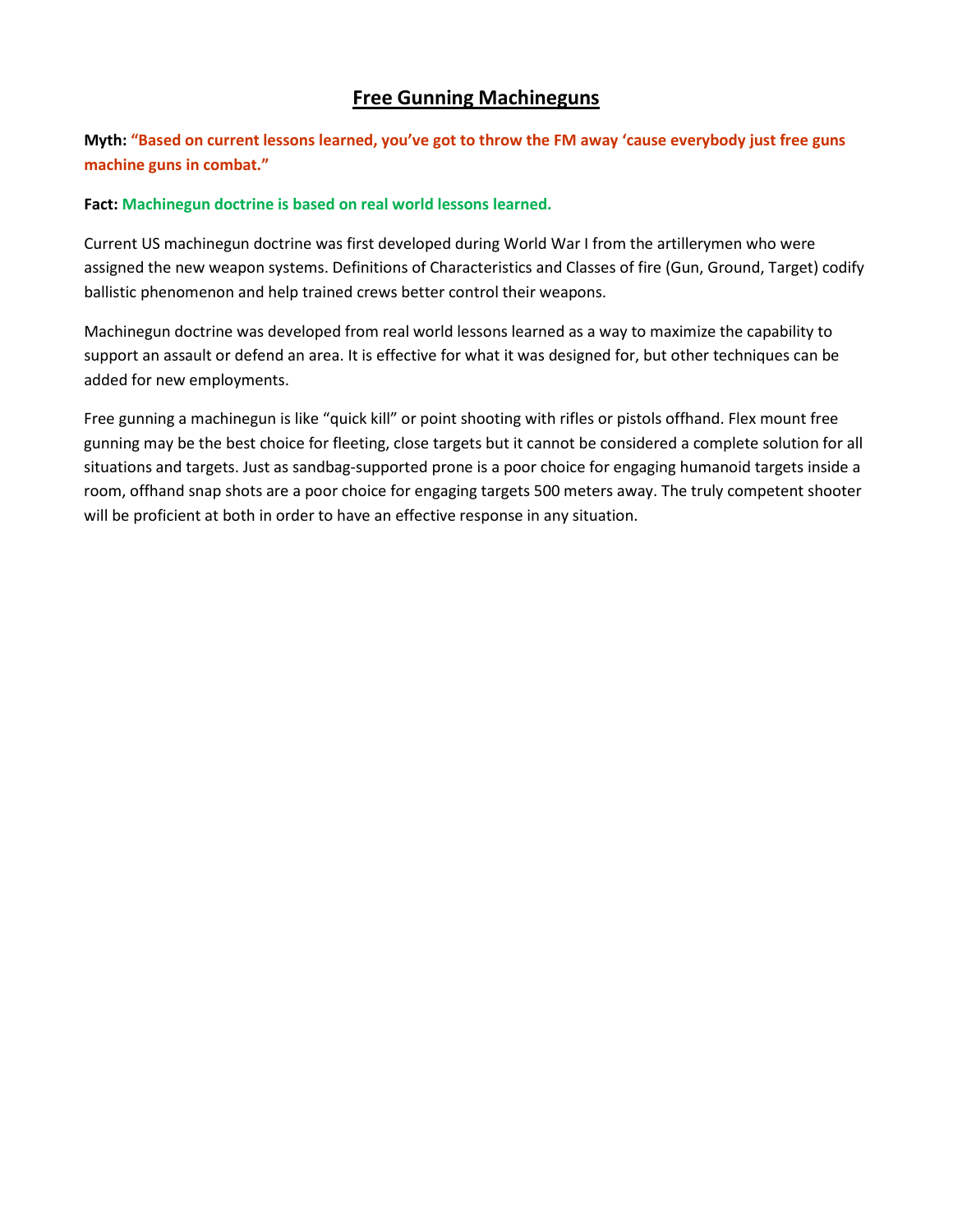# Free Gunning Machineguns

**Myth: "Based on current lessons learned, you've got to throw the FM away 'cause everybody just free guns machine guns in combat."**

**Fact: Machinegun doctrine is based on real world lessons learned.**

Current US machinegun doctrine was first developed during World War I from the artillerymen who were assigned the new weapon systems. Definitions of Characteristics and Classes of fire (Gun, Ground, Target) codify ballistic phenomenon and help trained crews better control their weapons.

Machinegun doctrine was developed from real world lessons learned as a way to maximize the capability to support an assault or defend an area. It is effective for what it was designed for, but other techniques can be added for new employments.

Free gunning a machinegun is like "quick kill" or point shooting with rifles or pistols offhand. Flex mount free gunning may be the best choice for fleeting, close targets but it cannot be considered a complete solution for all situations and targets. Just as sandbag-supported prone is a poor choice for engaging humanoid targets inside a room, offhand snap shots are a poor choice for engaging targets 500 meters away. The truly competent shooter will be proficient at both in order to have an effective response in any situation.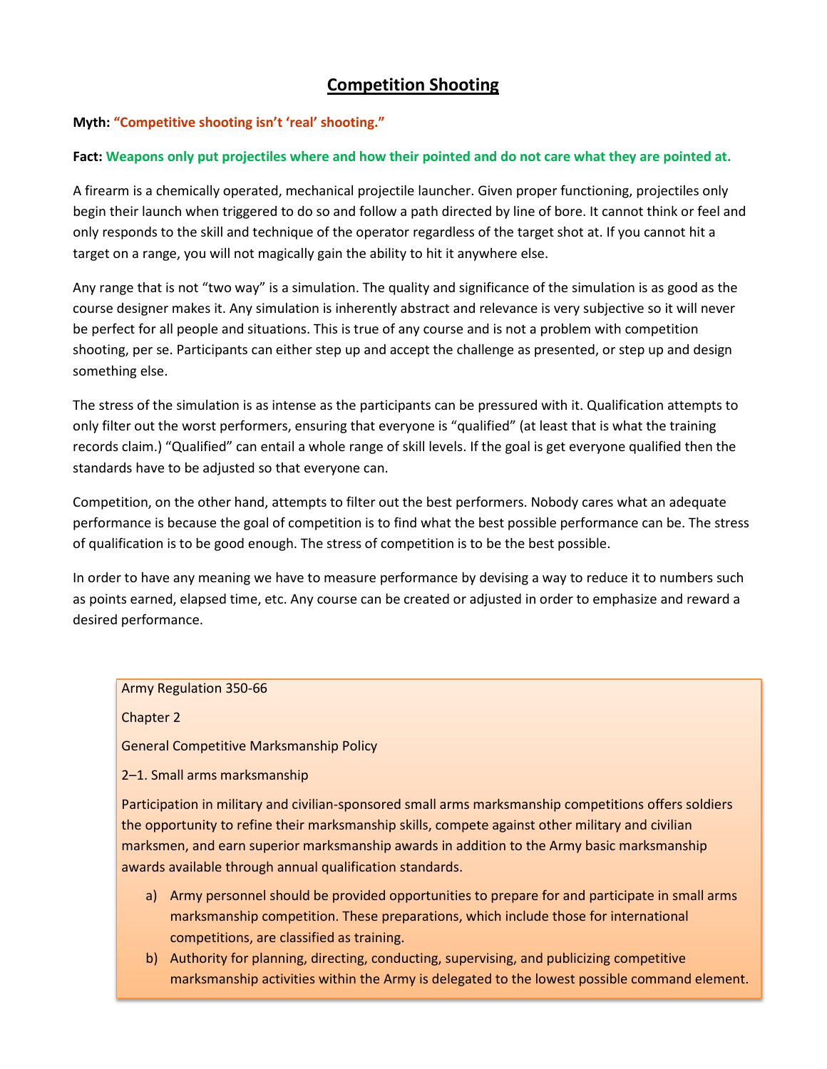# Competition Shooting

**Myth: "Competitive shooting isn't 'real' shooting."**

**Fact: Weapons only put projectiles where and how their pointed and do not care what they are pointed at.**

A firearm is a chemically operated, mechanical projectile launcher. Given proper functioning, projectiles only begin their launch when triggered to do so and follow a path directed by line of bore. It cannot think or feel and only responds to the skill and technique of the operator regardless of the target shot at. If you cannot hit a target on a range, you will not magically gain the ability to hit it anywhere else.

Any range that is not "two way" is a simulation. The quality and significance of the simulation is as good as the course designer makes it. Any simulation is inherently abstract and relevance is very subjective so it will never be perfect for all people and situations. This is true of any course and is not a problem with competition shooting, per se. Participants can either step up and accept the challenge as presented, or step up and design something else.

The stress of the simulation is as intense as the participants can be pressured with it. Qualification attempts to only filter out the worst performers, ensuring that everyone is "qualified" (at least that is what the training records claim.) "Qualified" can entail a whole range of skill levels. If the goal is get everyone qualified then the standards have to be adjusted so that everyone can.

Competition, on the other hand, attempts to filter out the best performers. Nobody cares what an adequate performance is because the goal of competition is to find what the best possible performance can be. The stress of qualification is to be good enough. The stress of competition is to be the best possible.

In order to have any meaning we have to measure performance by devising a way to reduce it to numbers such as points earned, elapsed time, etc. Any course can be created or adjusted in order to emphasize and reward a desired performance.

> Army Regulation 350-66
>
> Chapter 2
>
> General Competitive Marksmanship Policy
>
> 2–1. Small arms marksmanship
>
> Participation in military and civilian-sponsored small arms marksmanship competitions offers soldiers the opportunity to refine their marksmanship skills, compete against other military and civilian marksmen, and earn superior marksmanship awards in addition to the Army basic marksmanship awards available through annual qualification standards.
>
> a) Army personnel should be provided opportunities to prepare for and participate in small arms marksmanship competition. These preparations, which include those for international competitions, are classified as training.
> b) Authority for planning, directing, conducting, supervising, and publicizing competitive marksmanship activities within the Army is delegated to the lowest possible command element.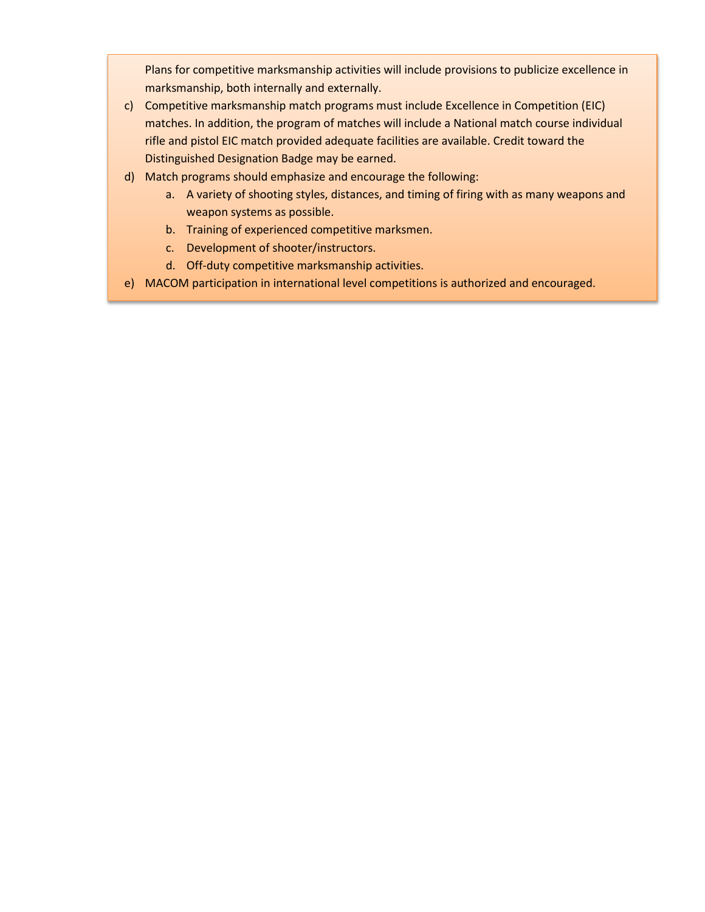Plans for competitive marksmanship activities will include provisions to publicize excellence in marksmanship, both internally and externally.

c) Competitive marksmanship match programs must include Excellence in Competition (EIC) matches. In addition, the program of matches will include a National match course individual rifle and pistol EIC match provided adequate facilities are available. Credit toward the Distinguished Designation Badge may be earned.

d) Match programs should emphasize and encourage the following:
    a. A variety of shooting styles, distances, and timing of firing with as many weapons and weapon systems as possible.
    b. Training of experienced competitive marksmen.
    c. Development of shooter/instructors.
    d. Off-duty competitive marksmanship activities.

e) MACOM participation in international level competitions is authorized and encouraged.